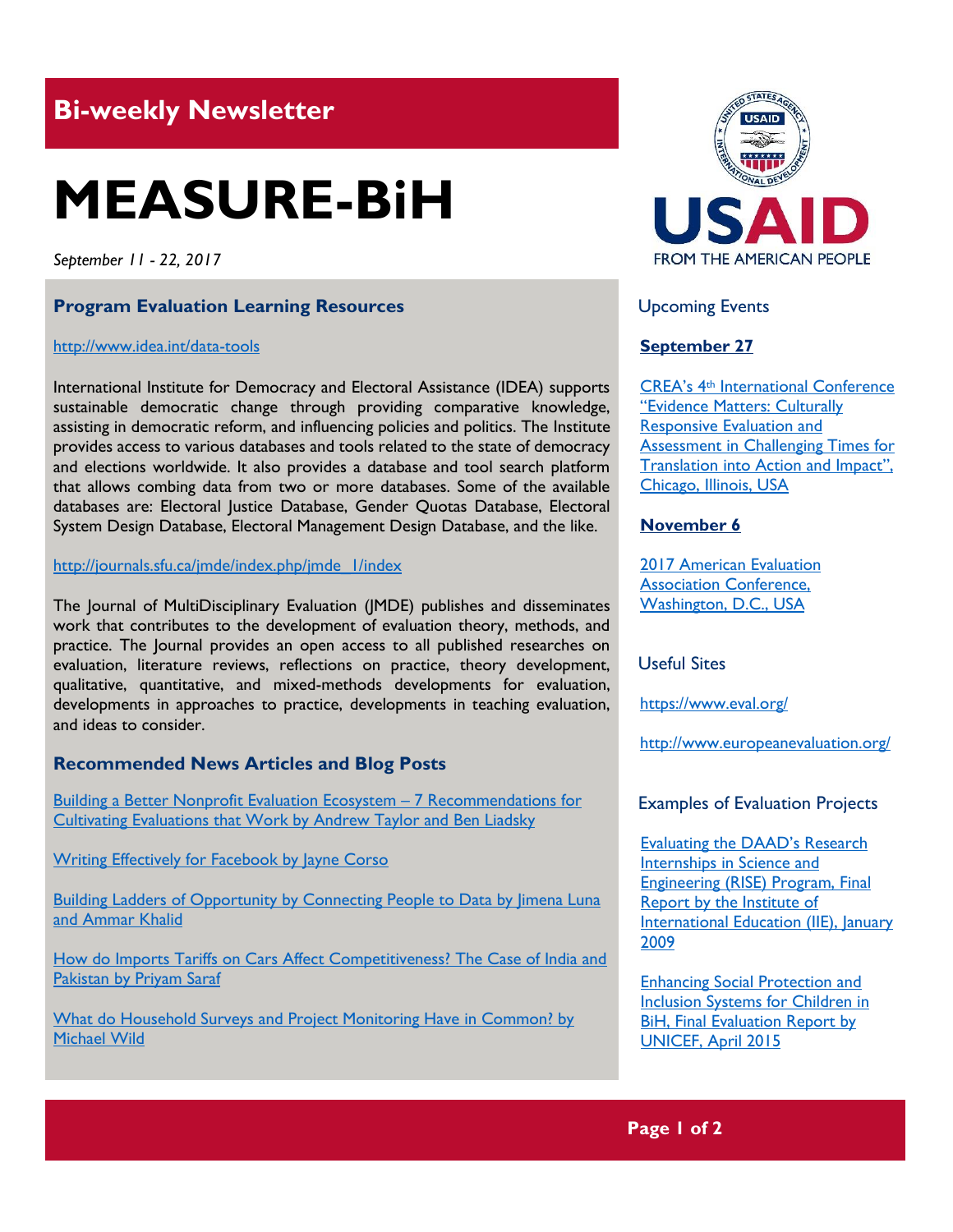## Bi-weekly Newsletter

# MEASURE-BiH

*September 11 - 22, 2017*

### Program Evaluation Learning Resources

http://www.idea.int/data-tools

International Institute for Democracy and Electoral Assistance (IDEA) supports sustainable democratic change through providing comparative knowledge, assisting in democratic reform, and influencing policies and politics. The Institute provides access to various databases and tools related to the state of democracy and elections worldwide. It also provides a database and tool search platform that allows combing data from two or more databases. Some of the available databases are: Electoral Justice Database, Gender Quotas Database, Electoral System Design Database, Electoral Management Design Database, and the like.

http://journals.sfu.ca/jmde/index.php/jmde_1/index

The Journal of MultiDisciplinary Evaluation (JMDE) publishes and disseminates work that contributes to the development of evaluation theory, methods, and practice. The Journal provides an open access to all published researches on evaluation, literature reviews, reflections on practice, theory development, qualitative, quantitative, and mixed-methods developments for evaluation, developments in approaches to practice, developments in teaching evaluation, and ideas to consider.

### Recommended News Articles and Blog Posts

Building a Better Nonprofit Evaluation Ecosystem – 7 Recommendations for Cultivating Evaluations that Work by Andrew Taylor and Ben Liadsky

Writing Effectively for Facebook by Jayne Corso

Building Ladders of Opportunity by Connecting People to Data by Jimena Luna and Ammar Khalid

How do Imports Tariffs on Cars Affect Competitiveness? The Case of India and Pakistan by Priyam Saraf

What do Household Surveys and Project Monitoring Have in Common? by Michael Wild

USAID
FROM THE AMERICAN PEOPLE

### Upcoming Events

**September 27**

CREA's 4th International Conference "Evidence Matters: Culturally Responsive Evaluation and Assessment in Challenging Times for Translation into Action and Impact", Chicago, Illinois, USA

**November 6**

2017 American Evaluation Association Conference, Washington, D.C., USA

### Useful Sites

https://www.eval.org/

http://www.europeanevaluation.org/

### Examples of Evaluation Projects

Evaluating the DAAD's Research Internships in Science and Engineering (RISE) Program, Final Report by the Institute of International Education (IIE), January 2009

Enhancing Social Protection and Inclusion Systems for Children in BiH, Final Evaluation Report by UNICEF, April 2015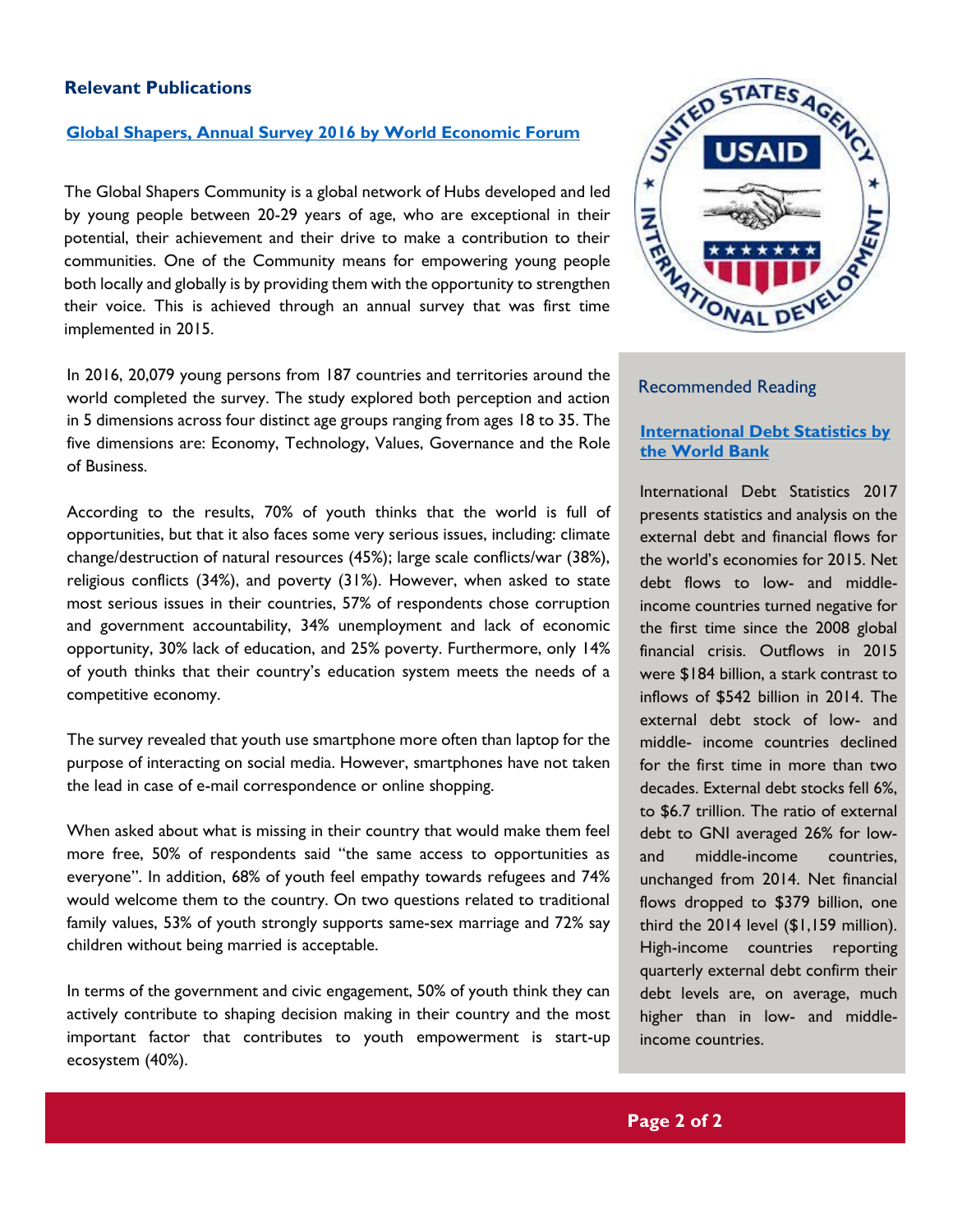## Relevant Publications

### [Global Shapers, Annual Survey 2016 by World Economic Forum]

The Global Shapers Community is a global network of Hubs developed and led by young people between 20-29 years of age, who are exceptional in their potential, their achievement and their drive to make a contribution to their communities. One of the Community means for empowering young people both locally and globally is by providing them with the opportunity to strengthen their voice. This is achieved through an annual survey that was first time implemented in 2015.

In 2016, 20,079 young persons from 187 countries and territories around the world completed the survey. The study explored both perception and action in 5 dimensions across four distinct age groups ranging from ages 18 to 35. The five dimensions are: Economy, Technology, Values, Governance and the Role of Business.

According to the results, 70% of youth thinks that the world is full of opportunities, but that it also faces some very serious issues, including: climate change/destruction of natural resources (45%); large scale conflicts/war (38%), religious conflicts (34%), and poverty (31%). However, when asked to state most serious issues in their countries, 57% of respondents chose corruption and government accountability, 34% unemployment and lack of economic opportunity, 30% lack of education, and 25% poverty. Furthermore, only 14% of youth thinks that their country's education system meets the needs of a competitive economy.

The survey revealed that youth use smartphone more often than laptop for the purpose of interacting on social media. However, smartphones have not taken the lead in case of e-mail correspondence or online shopping.

When asked about what is missing in their country that would make them feel more free, 50% of respondents said "the same access to opportunities as everyone". In addition, 68% of youth feel empathy towards refugees and 74% would welcome them to the country. On two questions related to traditional family values, 53% of youth strongly supports same-sex marriage and 72% say children without being married is acceptable.

In terms of the government and civic engagement, 50% of youth think they can actively contribute to shaping decision making in their country and the most important factor that contributes to youth empowerment is start-up ecosystem (40%).

### Recommended Reading

#### [International Debt Statistics by the World Bank]

International Debt Statistics 2017 presents statistics and analysis on the external debt and financial flows for the world's economies for 2015. Net debt flows to low- and middle-income countries turned negative for the first time since the 2008 global financial crisis. Outflows in 2015 were $184 billion, a stark contrast to inflows of $542 billion in 2014. The external debt stock of low- and middle- income countries declined for the first time in more than two decades. External debt stocks fell 6%, to $6.7 trillion. The ratio of external debt to GNI averaged 26% for low- and middle-income countries, unchanged from 2014. Net financial flows dropped to $379 billion, one third the 2014 level ($1,159 million). High-income countries reporting quarterly external debt confirm their debt levels are, on average, much higher than in low- and middle-income countries.